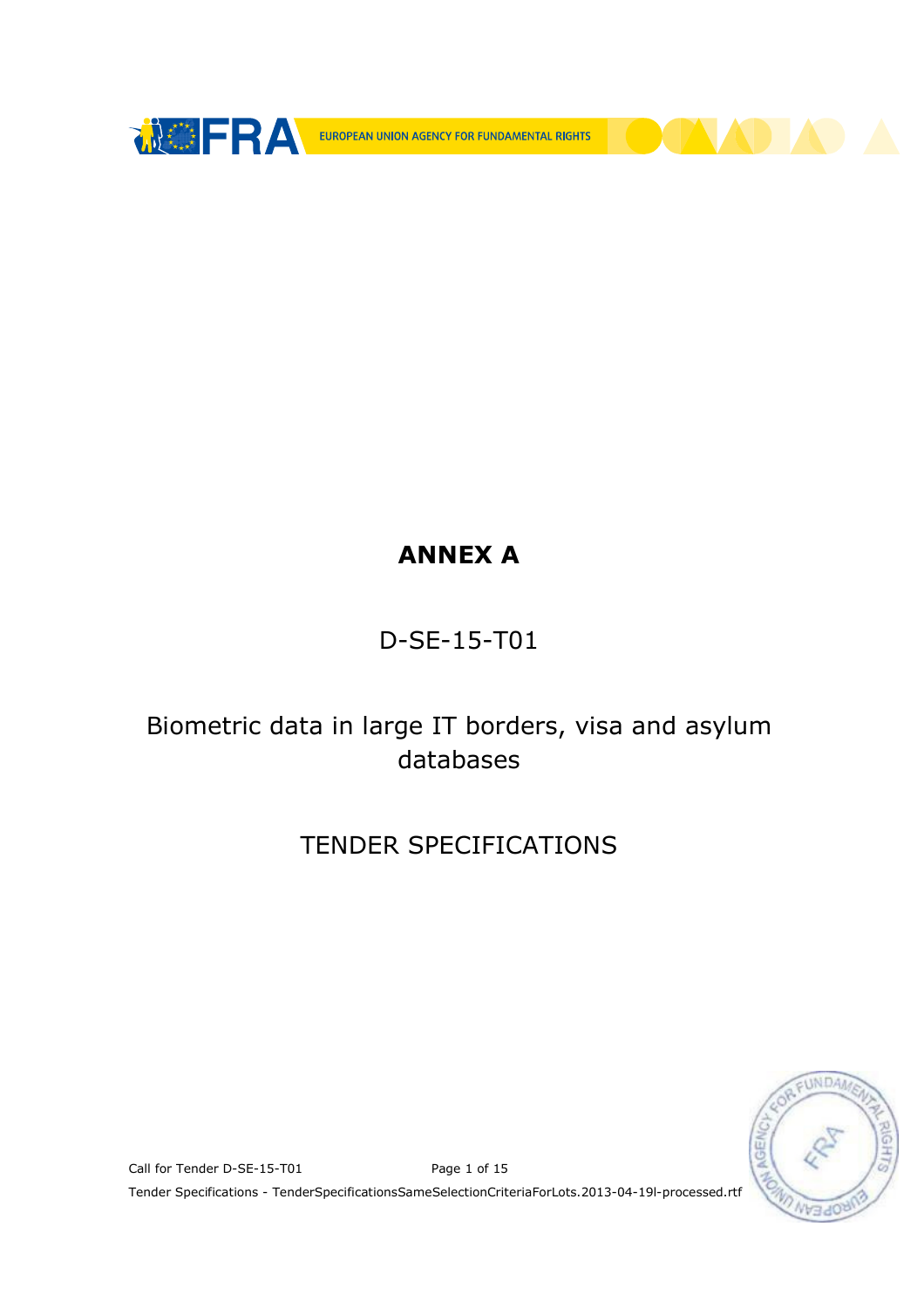# ANNEX A

D-SE-15-T01

Biometric data in large IT borders, visa and asylum databases

TENDER SPECIFICATIONS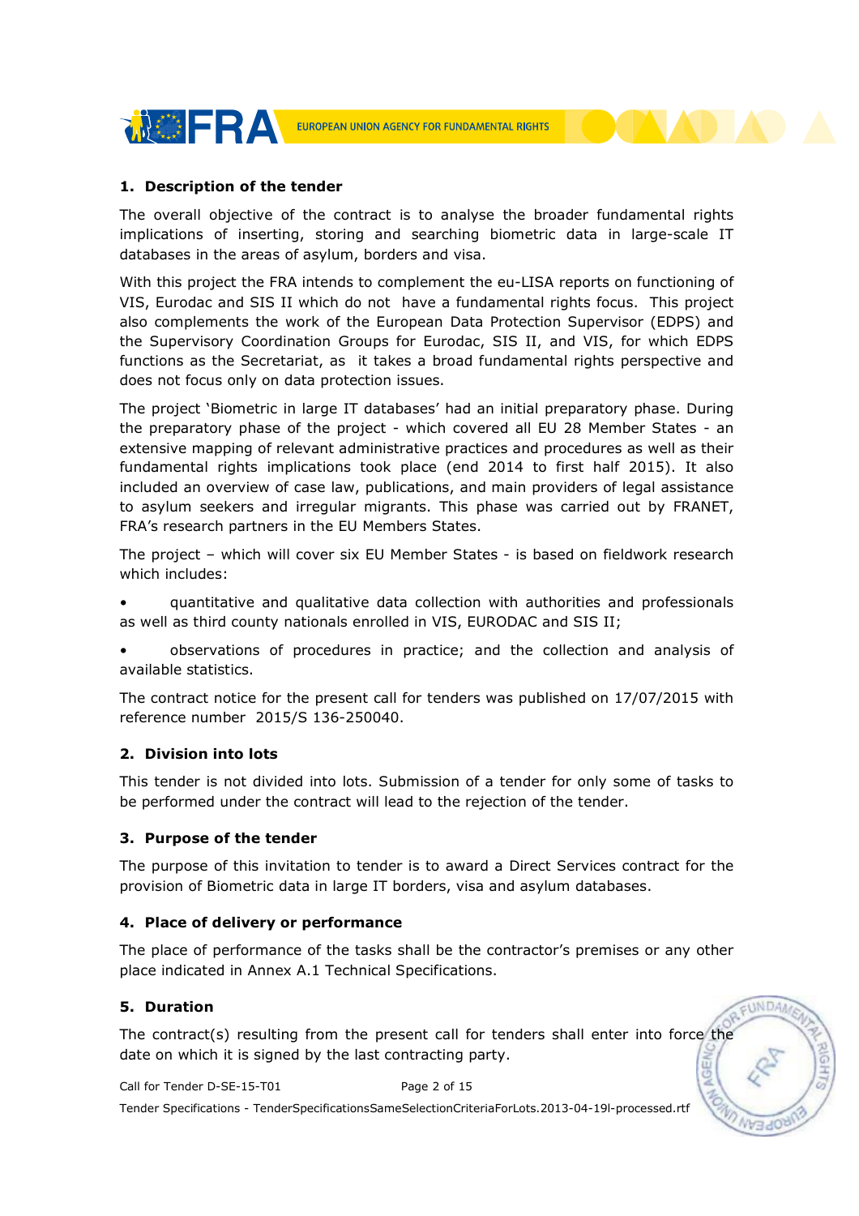## 1. Description of the tender

The overall objective of the contract is to analyse the broader fundamental rights implications of inserting, storing and searching biometric data in large-scale IT databases in the areas of asylum, borders and visa.

With this project the FRA intends to complement the eu-LISA reports on functioning of VIS, Eurodac and SIS II which do not have a fundamental rights focus. This project also complements the work of the European Data Protection Supervisor (EDPS) and the Supervisory Coordination Groups for Eurodac, SIS II, and VIS, for which EDPS functions as the Secretariat, as it takes a broad fundamental rights perspective and does not focus only on data protection issues.

The project 'Biometric in large IT databases' had an initial preparatory phase. During the preparatory phase of the project - which covered all EU 28 Member States - an extensive mapping of relevant administrative practices and procedures as well as their fundamental rights implications took place (end 2014 to first half 2015). It also included an overview of case law, publications, and main providers of legal assistance to asylum seekers and irregular migrants. This phase was carried out by FRANET, FRA's research partners in the EU Members States.

The project – which will cover six EU Member States - is based on fieldwork research which includes:

- quantitative and qualitative data collection with authorities and professionals as well as third county nationals enrolled in VIS, EURODAC and SIS II;
- observations of procedures in practice; and the collection and analysis of available statistics.

The contract notice for the present call for tenders was published on 17/07/2015 with reference number 2015/S 136-250040.

## 2. Division into lots

This tender is not divided into lots. Submission of a tender for only some of tasks to be performed under the contract will lead to the rejection of the tender.

## 3. Purpose of the tender

The purpose of this invitation to tender is to award a Direct Services contract for the provision of Biometric data in large IT borders, visa and asylum databases.

## 4. Place of delivery or performance

The place of performance of the tasks shall be the contractor's premises or any other place indicated in Annex A.1 Technical Specifications.

## 5. Duration

The contract(s) resulting from the present call for tenders shall enter into force the date on which it is signed by the last contracting party.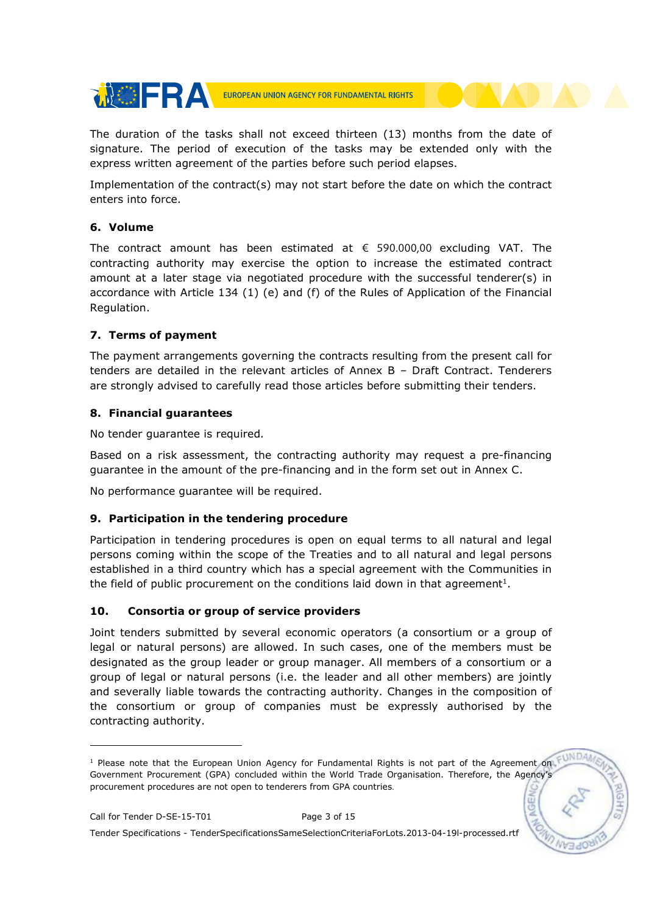The duration of the tasks shall not exceed thirteen (13) months from the date of signature. The period of execution of the tasks may be extended only with the express written agreement of the parties before such period elapses.

Implementation of the contract(s) may not start before the date on which the contract enters into force.

### 6. Volume

The contract amount has been estimated at € 590.000,00 excluding VAT. The contracting authority may exercise the option to increase the estimated contract amount at a later stage via negotiated procedure with the successful tenderer(s) in accordance with Article 134 (1) (e) and (f) of the Rules of Application of the Financial Regulation.

### 7. Terms of payment

The payment arrangements governing the contracts resulting from the present call for tenders are detailed in the relevant articles of Annex B – Draft Contract. Tenderers are strongly advised to carefully read those articles before submitting their tenders.

### 8. Financial guarantees

No tender guarantee is required.

Based on a risk assessment, the contracting authority may request a pre-financing guarantee in the amount of the pre-financing and in the form set out in Annex C.

No performance guarantee will be required.

### 9. Participation in the tendering procedure

Participation in tendering procedures is open on equal terms to all natural and legal persons coming within the scope of the Treaties and to all natural and legal persons established in a third country which has a special agreement with the Communities in the field of public procurement on the conditions laid down in that agreement[1].

### 10. Consortia or group of service providers

Joint tenders submitted by several economic operators (a consortium or a group of legal or natural persons) are allowed. In such cases, one of the members must be designated as the group leader or group manager. All members of a consortium or a group of legal or natural persons (i.e. the leader and all other members) are jointly and severally liable towards the contracting authority. Changes in the composition of the consortium or group of companies must be expressly authorised by the contracting authority.

---

[1] Please note that the European Union Agency for Fundamental Rights is not part of the Agreement on Government Procurement (GPA) concluded within the World Trade Organisation. Therefore, the Agency's procurement procedures are not open to tenderers from GPA countries.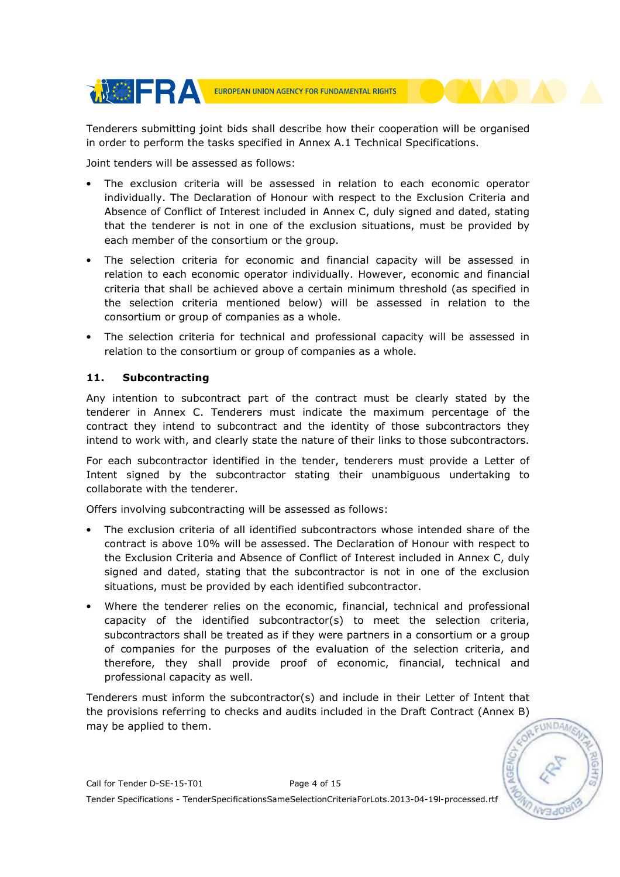Tenderers submitting joint bids shall describe how their cooperation will be organised in order to perform the tasks specified in Annex A.1 Technical Specifications.

Joint tenders will be assessed as follows:

- The exclusion criteria will be assessed in relation to each economic operator individually. The Declaration of Honour with respect to the Exclusion Criteria and Absence of Conflict of Interest included in Annex C, duly signed and dated, stating that the tenderer is not in one of the exclusion situations, must be provided by each member of the consortium or the group.
- The selection criteria for economic and financial capacity will be assessed in relation to each economic operator individually. However, economic and financial criteria that shall be achieved above a certain minimum threshold (as specified in the selection criteria mentioned below) will be assessed in relation to the consortium or group of companies as a whole.
- The selection criteria for technical and professional capacity will be assessed in relation to the consortium or group of companies as a whole.

## 11. Subcontracting

Any intention to subcontract part of the contract must be clearly stated by the tenderer in Annex C. Tenderers must indicate the maximum percentage of the contract they intend to subcontract and the identity of those subcontractors they intend to work with, and clearly state the nature of their links to those subcontractors.

For each subcontractor identified in the tender, tenderers must provide a Letter of Intent signed by the subcontractor stating their unambiguous undertaking to collaborate with the tenderer.

Offers involving subcontracting will be assessed as follows:

- The exclusion criteria of all identified subcontractors whose intended share of the contract is above 10% will be assessed. The Declaration of Honour with respect to the Exclusion Criteria and Absence of Conflict of Interest included in Annex C, duly signed and dated, stating that the subcontractor is not in one of the exclusion situations, must be provided by each identified subcontractor.
- Where the tenderer relies on the economic, financial, technical and professional capacity of the identified subcontractor(s) to meet the selection criteria, subcontractors shall be treated as if they were partners in a consortium or a group of companies for the purposes of the evaluation of the selection criteria, and therefore, they shall provide proof of economic, financial, technical and professional capacity as well.

Tenderers must inform the subcontractor(s) and include in their Letter of Intent that the provisions referring to checks and audits included in the Draft Contract (Annex B) may be applied to them.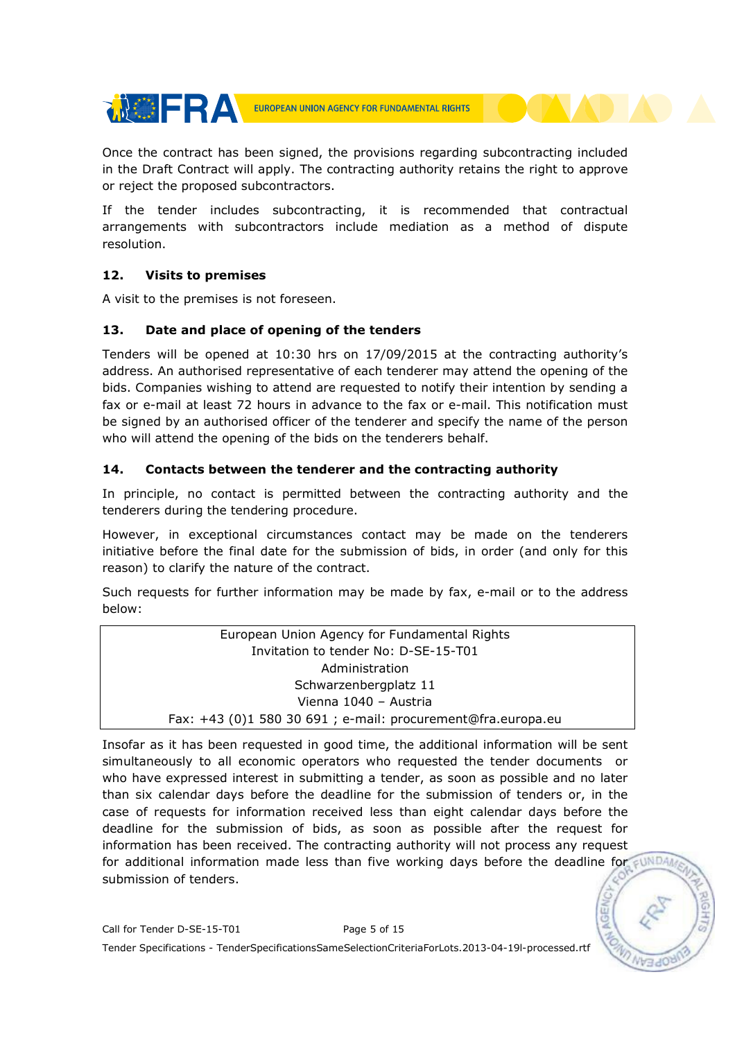Once the contract has been signed, the provisions regarding subcontracting included in the Draft Contract will apply. The contracting authority retains the right to approve or reject the proposed subcontractors.

If the tender includes subcontracting, it is recommended that contractual arrangements with subcontractors include mediation as a method of dispute resolution.

## 12. Visits to premises

A visit to the premises is not foreseen.

## 13. Date and place of opening of the tenders

Tenders will be opened at 10:30 hrs on 17/09/2015 at the contracting authority's address. An authorised representative of each tenderer may attend the opening of the bids. Companies wishing to attend are requested to notify their intention by sending a fax or e-mail at least 72 hours in advance to the fax or e-mail. This notification must be signed by an authorised officer of the tenderer and specify the name of the person who will attend the opening of the bids on the tenderers behalf.

## 14. Contacts between the tenderer and the contracting authority

In principle, no contact is permitted between the contracting authority and the tenderers during the tendering procedure.

However, in exceptional circumstances contact may be made on the tenderers initiative before the final date for the submission of bids, in order (and only for this reason) to clarify the nature of the contract.

Such requests for further information may be made by fax, e-mail or to the address below:

| European Union Agency for Fundamental Rights<br>Invitation to tender No: D-SE-15-T01<br>Administration<br>Schwarzenbergplatz 11<br>Vienna 1040 – Austria<br>Fax: +43 (0)1 580 30 691 ; e-mail: procurement@fra.europa.eu |
|---|

Insofar as it has been requested in good time, the additional information will be sent simultaneously to all economic operators who requested the tender documents or who have expressed interest in submitting a tender, as soon as possible and no later than six calendar days before the deadline for the submission of tenders or, in the case of requests for information received less than eight calendar days before the deadline for the submission of bids, as soon as possible after the request for information has been received. The contracting authority will not process any request for additional information made less than five working days before the deadline for submission of tenders.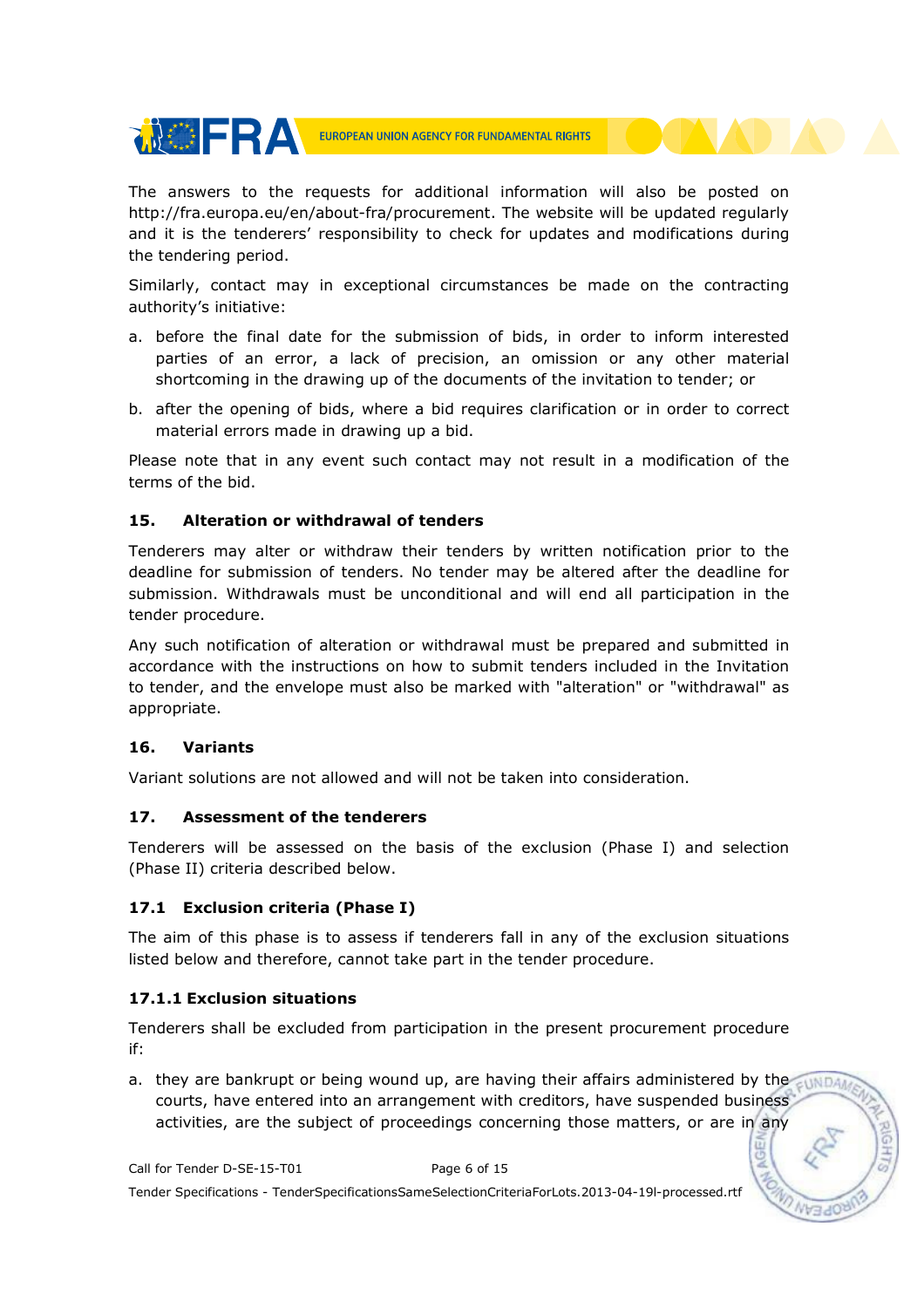The answers to the requests for additional information will also be posted on http://fra.europa.eu/en/about-fra/procurement. The website will be updated regularly and it is the tenderers' responsibility to check for updates and modifications during the tendering period.

Similarly, contact may in exceptional circumstances be made on the contracting authority's initiative:

a. before the final date for the submission of bids, in order to inform interested parties of an error, a lack of precision, an omission or any other material shortcoming in the drawing up of the documents of the invitation to tender; or

b. after the opening of bids, where a bid requires clarification or in order to correct material errors made in drawing up a bid.

Please note that in any event such contact may not result in a modification of the terms of the bid.

### 15. Alteration or withdrawal of tenders

Tenderers may alter or withdraw their tenders by written notification prior to the deadline for submission of tenders. No tender may be altered after the deadline for submission. Withdrawals must be unconditional and will end all participation in the tender procedure.

Any such notification of alteration or withdrawal must be prepared and submitted in accordance with the instructions on how to submit tenders included in the Invitation to tender, and the envelope must also be marked with "alteration" or "withdrawal" as appropriate.

### 16. Variants

Variant solutions are not allowed and will not be taken into consideration.

### 17. Assessment of the tenderers

Tenderers will be assessed on the basis of the exclusion (Phase I) and selection (Phase II) criteria described below.

### 17.1 Exclusion criteria (Phase I)

The aim of this phase is to assess if tenderers fall in any of the exclusion situations listed below and therefore, cannot take part in the tender procedure.

#### 17.1.1 Exclusion situations

Tenderers shall be excluded from participation in the present procurement procedure if:

a. they are bankrupt or being wound up, are having their affairs administered by the courts, have entered into an arrangement with creditors, have suspended business activities, are the subject of proceedings concerning those matters, or are in any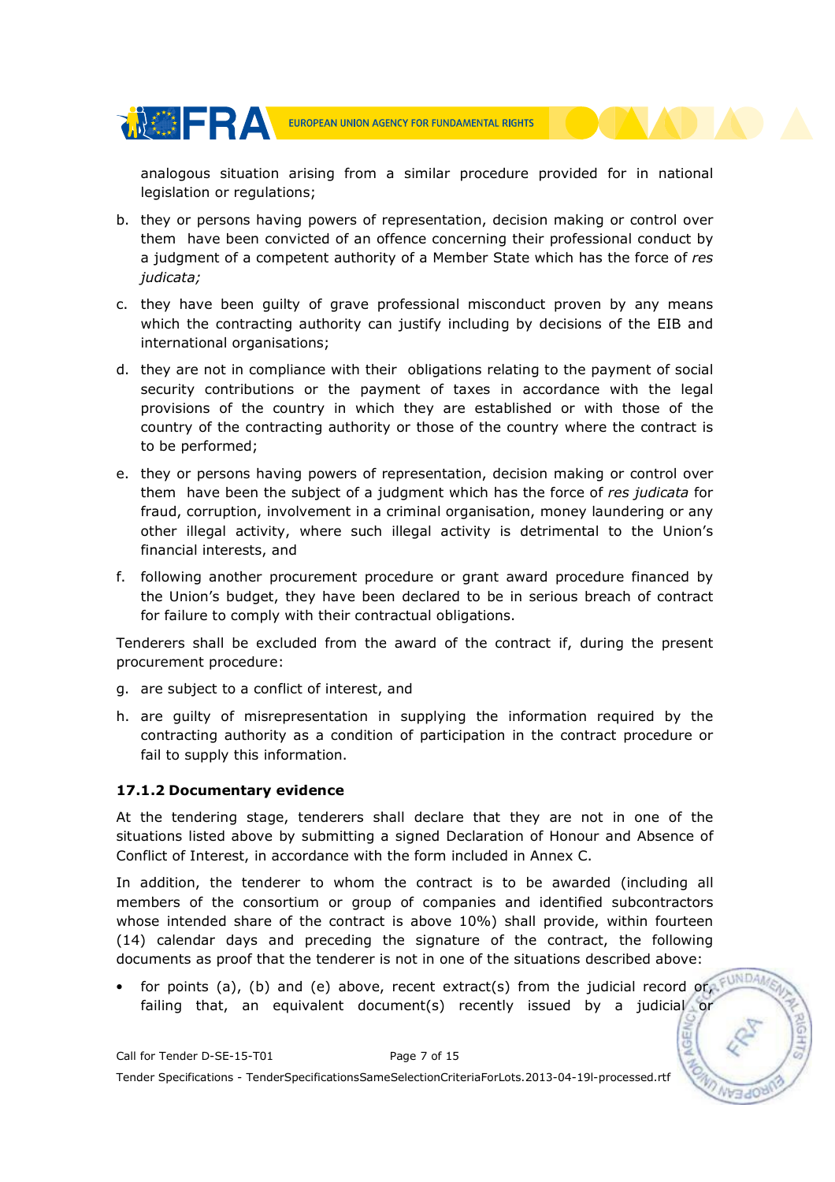analogous situation arising from a similar procedure provided for in national legislation or regulations;

b. they or persons having powers of representation, decision making or control over them have been convicted of an offence concerning their professional conduct by a judgment of a competent authority of a Member State which has the force of *res judicata;*
c. they have been guilty of grave professional misconduct proven by any means which the contracting authority can justify including by decisions of the EIB and international organisations;
d. they are not in compliance with their obligations relating to the payment of social security contributions or the payment of taxes in accordance with the legal provisions of the country in which they are established or with those of the country of the contracting authority or those of the country where the contract is to be performed;
e. they or persons having powers of representation, decision making or control over them have been the subject of a judgment which has the force of *res judicata* for fraud, corruption, involvement in a criminal organisation, money laundering or any other illegal activity, where such illegal activity is detrimental to the Union's financial interests, and
f. following another procurement procedure or grant award procedure financed by the Union's budget, they have been declared to be in serious breach of contract for failure to comply with their contractual obligations.

Tenderers shall be excluded from the award of the contract if, during the present procurement procedure:

g. are subject to a conflict of interest, and
h. are guilty of misrepresentation in supplying the information required by the contracting authority as a condition of participation in the contract procedure or fail to supply this information.

#### 17.1.2 Documentary evidence

At the tendering stage, tenderers shall declare that they are not in one of the situations listed above by submitting a signed Declaration of Honour and Absence of Conflict of Interest, in accordance with the form included in Annex C.

In addition, the tenderer to whom the contract is to be awarded (including all members of the consortium or group of companies and identified subcontractors whose intended share of the contract is above 10%) shall provide, within fourteen (14) calendar days and preceding the signature of the contract, the following documents as proof that the tenderer is not in one of the situations described above:

- for points (a), (b) and (e) above, recent extract(s) from the judicial record or, failing that, an equivalent document(s) recently issued by a judicial or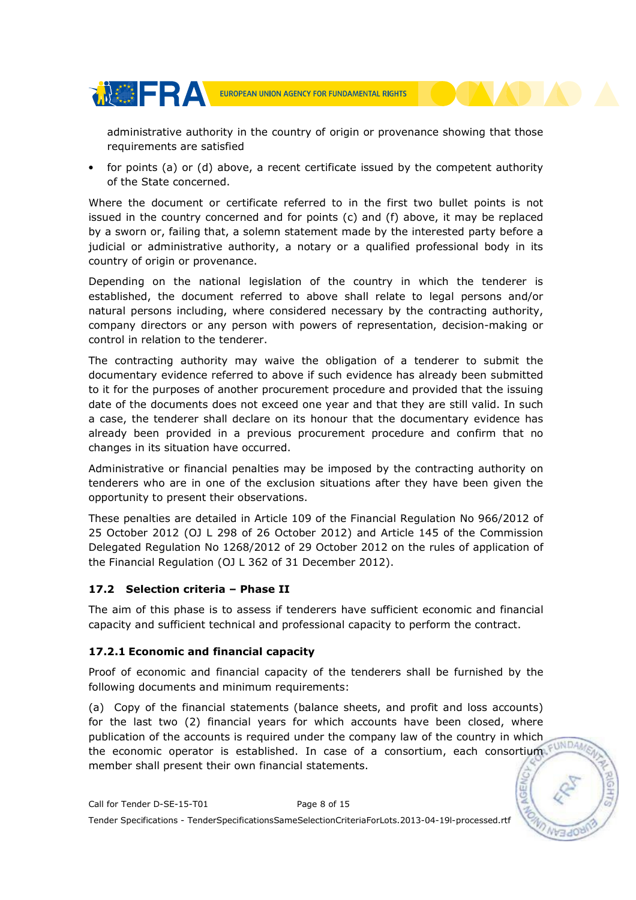administrative authority in the country of origin or provenance showing that those requirements are satisfied

- for points (a) or (d) above, a recent certificate issued by the competent authority of the State concerned.

Where the document or certificate referred to in the first two bullet points is not issued in the country concerned and for points (c) and (f) above, it may be replaced by a sworn or, failing that, a solemn statement made by the interested party before a judicial or administrative authority, a notary or a qualified professional body in its country of origin or provenance.

Depending on the national legislation of the country in which the tenderer is established, the document referred to above shall relate to legal persons and/or natural persons including, where considered necessary by the contracting authority, company directors or any person with powers of representation, decision-making or control in relation to the tenderer.

The contracting authority may waive the obligation of a tenderer to submit the documentary evidence referred to above if such evidence has already been submitted to it for the purposes of another procurement procedure and provided that the issuing date of the documents does not exceed one year and that they are still valid. In such a case, the tenderer shall declare on its honour that the documentary evidence has already been provided in a previous procurement procedure and confirm that no changes in its situation have occurred.

Administrative or financial penalties may be imposed by the contracting authority on tenderers who are in one of the exclusion situations after they have been given the opportunity to present their observations.

These penalties are detailed in Article 109 of the Financial Regulation No 966/2012 of 25 October 2012 (OJ L 298 of 26 October 2012) and Article 145 of the Commission Delegated Regulation No 1268/2012 of 29 October 2012 on the rules of application of the Financial Regulation (OJ L 362 of 31 December 2012).

### 17.2 Selection criteria – Phase II

The aim of this phase is to assess if tenderers have sufficient economic and financial capacity and sufficient technical and professional capacity to perform the contract.

#### 17.2.1 Economic and financial capacity

Proof of economic and financial capacity of the tenderers shall be furnished by the following documents and minimum requirements:

(a) Copy of the financial statements (balance sheets, and profit and loss accounts) for the last two (2) financial years for which accounts have been closed, where publication of the accounts is required under the company law of the country in which the economic operator is established. In case of a consortium, each consortium member shall present their own financial statements.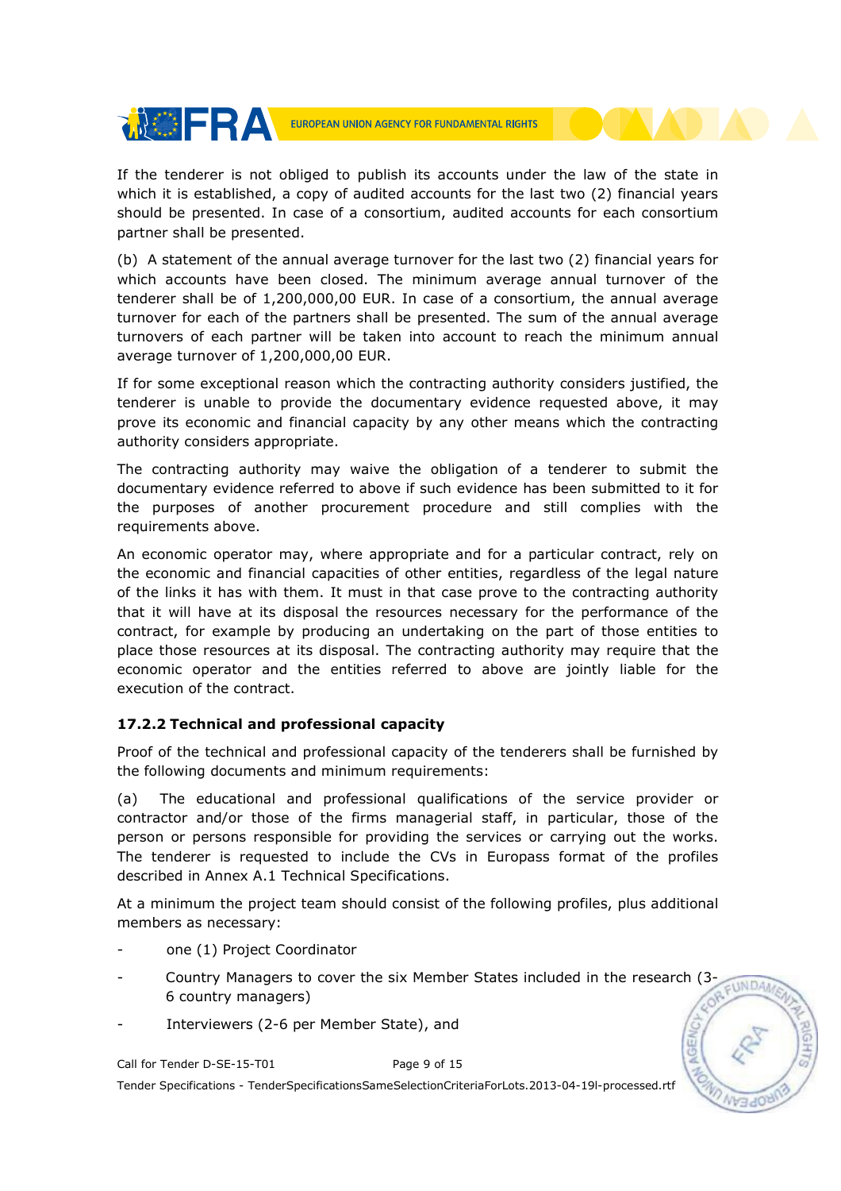If the tenderer is not obliged to publish its accounts under the law of the state in which it is established, a copy of audited accounts for the last two (2) financial years should be presented. In case of a consortium, audited accounts for each consortium partner shall be presented.

(b) A statement of the annual average turnover for the last two (2) financial years for which accounts have been closed. The minimum average annual turnover of the tenderer shall be of 1,200,000,00 EUR. In case of a consortium, the annual average turnover for each of the partners shall be presented. The sum of the annual average turnovers of each partner will be taken into account to reach the minimum annual average turnover of 1,200,000,00 EUR.

If for some exceptional reason which the contracting authority considers justified, the tenderer is unable to provide the documentary evidence requested above, it may prove its economic and financial capacity by any other means which the contracting authority considers appropriate.

The contracting authority may waive the obligation of a tenderer to submit the documentary evidence referred to above if such evidence has been submitted to it for the purposes of another procurement procedure and still complies with the requirements above.

An economic operator may, where appropriate and for a particular contract, rely on the economic and financial capacities of other entities, regardless of the legal nature of the links it has with them. It must in that case prove to the contracting authority that it will have at its disposal the resources necessary for the performance of the contract, for example by producing an undertaking on the part of those entities to place those resources at its disposal. The contracting authority may require that the economic operator and the entities referred to above are jointly liable for the execution of the contract.

### 17.2.2 Technical and professional capacity

Proof of the technical and professional capacity of the tenderers shall be furnished by the following documents and minimum requirements:

(a) The educational and professional qualifications of the service provider or contractor and/or those of the firms managerial staff, in particular, those of the person or persons responsible for providing the services or carrying out the works. The tenderer is requested to include the CVs in Europass format of the profiles described in Annex A.1 Technical Specifications.

At a minimum the project team should consist of the following profiles, plus additional members as necessary:

- one (1) Project Coordinator
- Country Managers to cover the six Member States included in the research (3-6 country managers)
- Interviewers (2-6 per Member State), and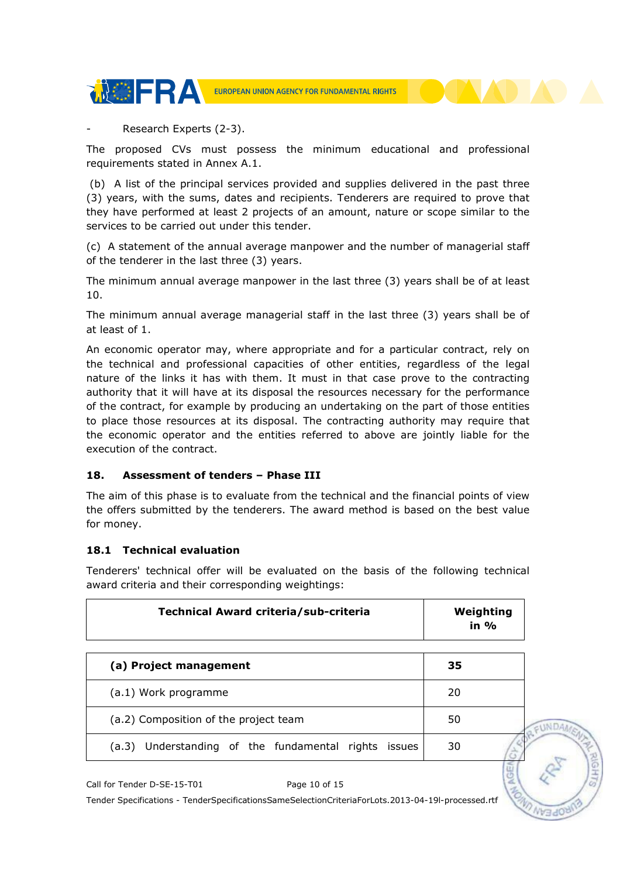- Research Experts (2-3).

The proposed CVs must possess the minimum educational and professional requirements stated in Annex A.1.

(b) A list of the principal services provided and supplies delivered in the past three (3) years, with the sums, dates and recipients. Tenderers are required to prove that they have performed at least 2 projects of an amount, nature or scope similar to the services to be carried out under this tender.

(c) A statement of the annual average manpower and the number of managerial staff of the tenderer in the last three (3) years.

The minimum annual average manpower in the last three (3) years shall be of at least 10.

The minimum annual average managerial staff in the last three (3) years shall be of at least of 1.

An economic operator may, where appropriate and for a particular contract, rely on the technical and professional capacities of other entities, regardless of the legal nature of the links it has with them. It must in that case prove to the contracting authority that it will have at its disposal the resources necessary for the performance of the contract, for example by producing an undertaking on the part of those entities to place those resources at its disposal. The contracting authority may require that the economic operator and the entities referred to above are jointly liable for the execution of the contract.

## 18. Assessment of tenders – Phase III

The aim of this phase is to evaluate from the technical and the financial points of view the offers submitted by the tenderers. The award method is based on the best value for money.

### 18.1 Technical evaluation

Tenderers' technical offer will be evaluated on the basis of the following technical award criteria and their corresponding weightings:

| Technical Award criteria/sub-criteria | Weighting in % |
|---|---|
| **(a) Project management** | **35** |
| (a.1) Work programme | 20 |
| (a.2) Composition of the project team | 50 |
| (a.3) Understanding of the fundamental rights issues | 30 |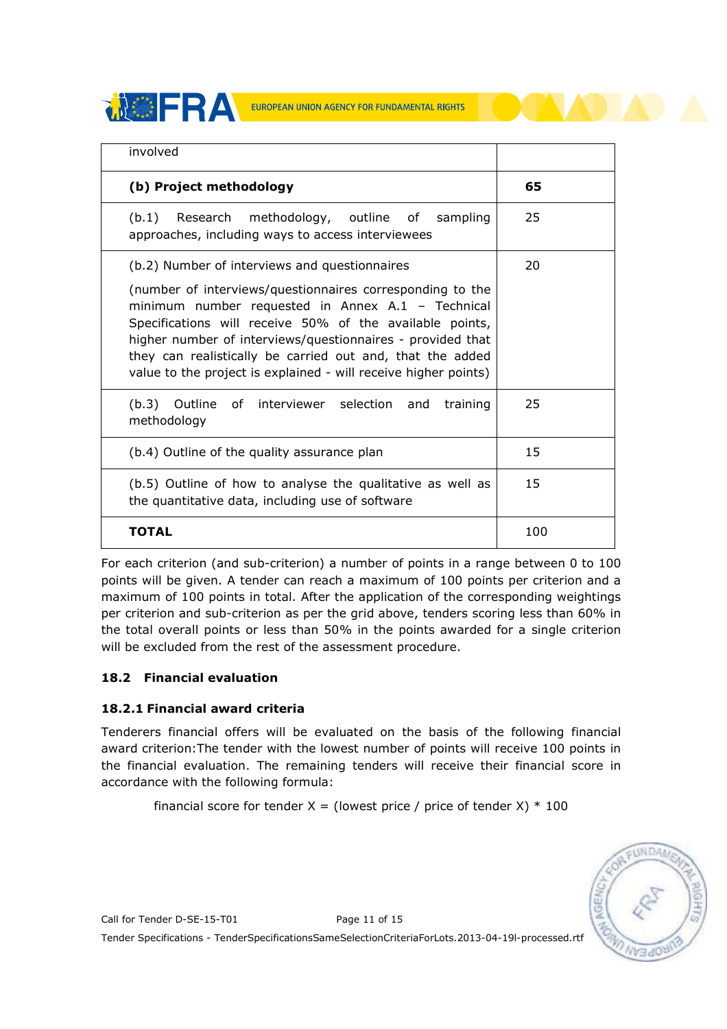| involved | |
|---|---|
| **(b) Project methodology** | **65** |
| (b.1) Research methodology, outline of sampling approaches, including ways to access interviewees | 25 |
| (b.2) Number of interviews and questionnaires<br><br>(number of interviews/questionnaires corresponding to the minimum number requested in Annex A.1 – Technical Specifications will receive 50% of the available points, higher number of interviews/questionnaires - provided that they can realistically be carried out and, that the added value to the project is explained - will receive higher points) | 20 |
| (b.3) Outline of interviewer selection and training methodology | 25 |
| (b.4) Outline of the quality assurance plan | 15 |
| (b.5) Outline of how to analyse the qualitative as well as the quantitative data, including use of software | 15 |
| **TOTAL** | 100 |

For each criterion (and sub-criterion) a number of points in a range between 0 to 100 points will be given. A tender can reach a maximum of 100 points per criterion and a maximum of 100 points in total. After the application of the corresponding weightings per criterion and sub-criterion as per the grid above, tenders scoring less than 60% in the total overall points or less than 50% in the points awarded for a single criterion will be excluded from the rest of the assessment procedure.

### 18.2 Financial evaluation

#### 18.2.1 Financial award criteria

Tenderers financial offers will be evaluated on the basis of the following financial award criterion:The tender with the lowest number of points will receive 100 points in the financial evaluation. The remaining tenders will receive their financial score in accordance with the following formula:

$$\text{financial score for tender X} = (\text{lowest price} / \text{price of tender X}) * 100$$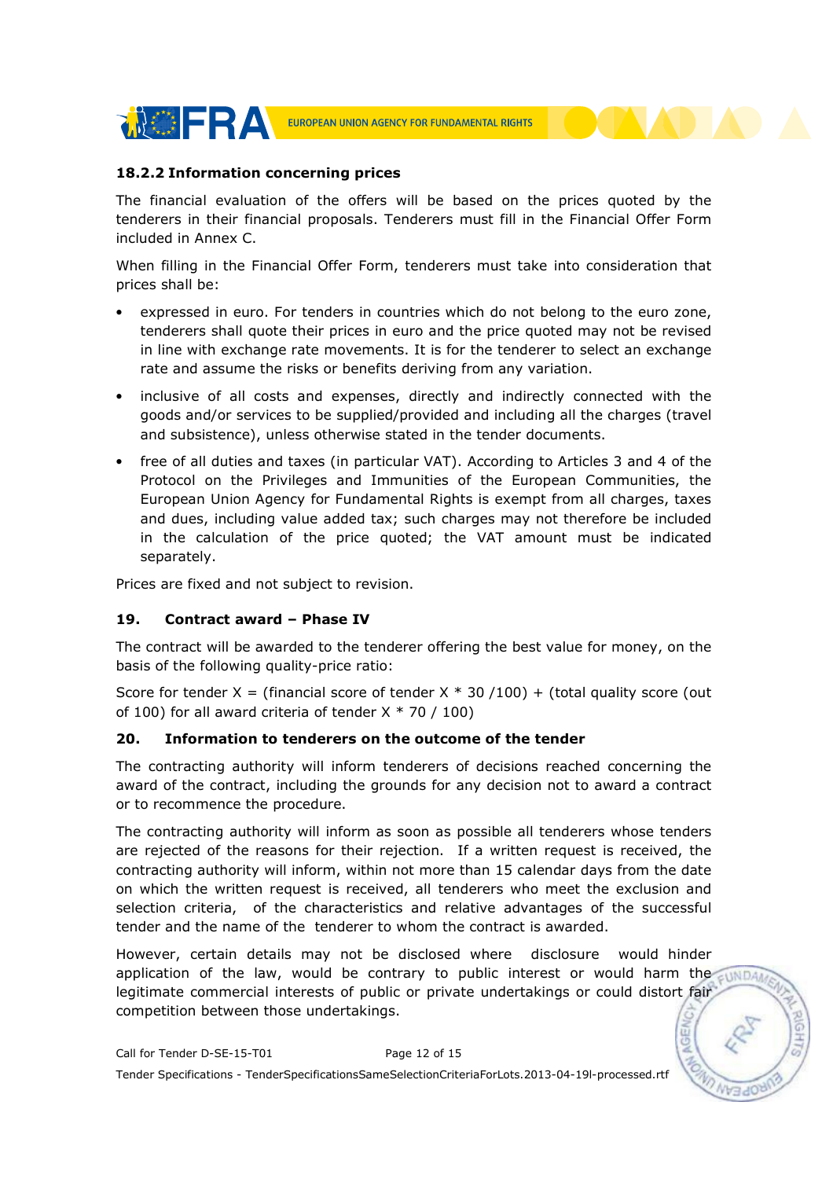### 18.2.2 Information concerning prices

The financial evaluation of the offers will be based on the prices quoted by the tenderers in their financial proposals. Tenderers must fill in the Financial Offer Form included in Annex C.

When filling in the Financial Offer Form, tenderers must take into consideration that prices shall be:

- expressed in euro. For tenders in countries which do not belong to the euro zone, tenderers shall quote their prices in euro and the price quoted may not be revised in line with exchange rate movements. It is for the tenderer to select an exchange rate and assume the risks or benefits deriving from any variation.
- inclusive of all costs and expenses, directly and indirectly connected with the goods and/or services to be supplied/provided and including all the charges (travel and subsistence), unless otherwise stated in the tender documents.
- free of all duties and taxes (in particular VAT). According to Articles 3 and 4 of the Protocol on the Privileges and Immunities of the European Communities, the European Union Agency for Fundamental Rights is exempt from all charges, taxes and dues, including value added tax; such charges may not therefore be included in the calculation of the price quoted; the VAT amount must be indicated separately.

Prices are fixed and not subject to revision.

## 19. Contract award – Phase IV

The contract will be awarded to the tenderer offering the best value for money, on the basis of the following quality-price ratio:

Score for tender X = (financial score of tender X * 30 /100) + (total quality score (out of 100) for all award criteria of tender X * 70 / 100)

## 20. Information to tenderers on the outcome of the tender

The contracting authority will inform tenderers of decisions reached concerning the award of the contract, including the grounds for any decision not to award a contract or to recommence the procedure.

The contracting authority will inform as soon as possible all tenderers whose tenders are rejected of the reasons for their rejection. If a written request is received, the contracting authority will inform, within not more than 15 calendar days from the date on which the written request is received, all tenderers who meet the exclusion and selection criteria, of the characteristics and relative advantages of the successful tender and the name of the tenderer to whom the contract is awarded.

However, certain details may not be disclosed where disclosure would hinder application of the law, would be contrary to public interest or would harm the legitimate commercial interests of public or private undertakings or could distort fair competition between those undertakings.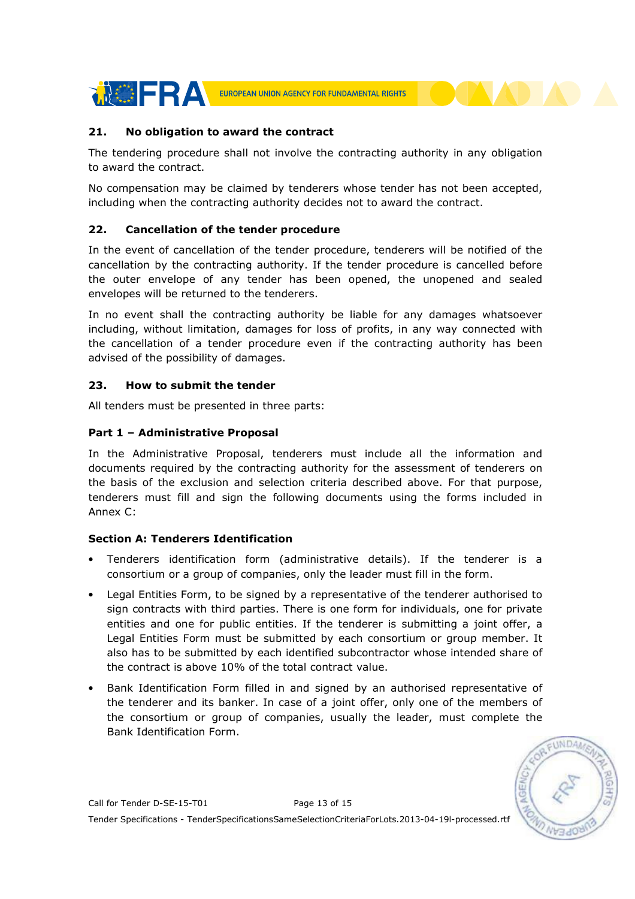## 21. No obligation to award the contract

The tendering procedure shall not involve the contracting authority in any obligation to award the contract.

No compensation may be claimed by tenderers whose tender has not been accepted, including when the contracting authority decides not to award the contract.

## 22. Cancellation of the tender procedure

In the event of cancellation of the tender procedure, tenderers will be notified of the cancellation by the contracting authority. If the tender procedure is cancelled before the outer envelope of any tender has been opened, the unopened and sealed envelopes will be returned to the tenderers.

In no event shall the contracting authority be liable for any damages whatsoever including, without limitation, damages for loss of profits, in any way connected with the cancellation of a tender procedure even if the contracting authority has been advised of the possibility of damages.

## 23. How to submit the tender

All tenders must be presented in three parts:

### Part 1 – Administrative Proposal

In the Administrative Proposal, tenderers must include all the information and documents required by the contracting authority for the assessment of tenderers on the basis of the exclusion and selection criteria described above. For that purpose, tenderers must fill and sign the following documents using the forms included in Annex C:

#### Section A: Tenderers Identification

- Tenderers identification form (administrative details). If the tenderer is a consortium or a group of companies, only the leader must fill in the form.
- Legal Entities Form, to be signed by a representative of the tenderer authorised to sign contracts with third parties. There is one form for individuals, one for private entities and one for public entities. If the tenderer is submitting a joint offer, a Legal Entities Form must be submitted by each consortium or group member. It also has to be submitted by each identified subcontractor whose intended share of the contract is above 10% of the total contract value.
- Bank Identification Form filled in and signed by an authorised representative of the tenderer and its banker. In case of a joint offer, only one of the members of the consortium or group of companies, usually the leader, must complete the Bank Identification Form.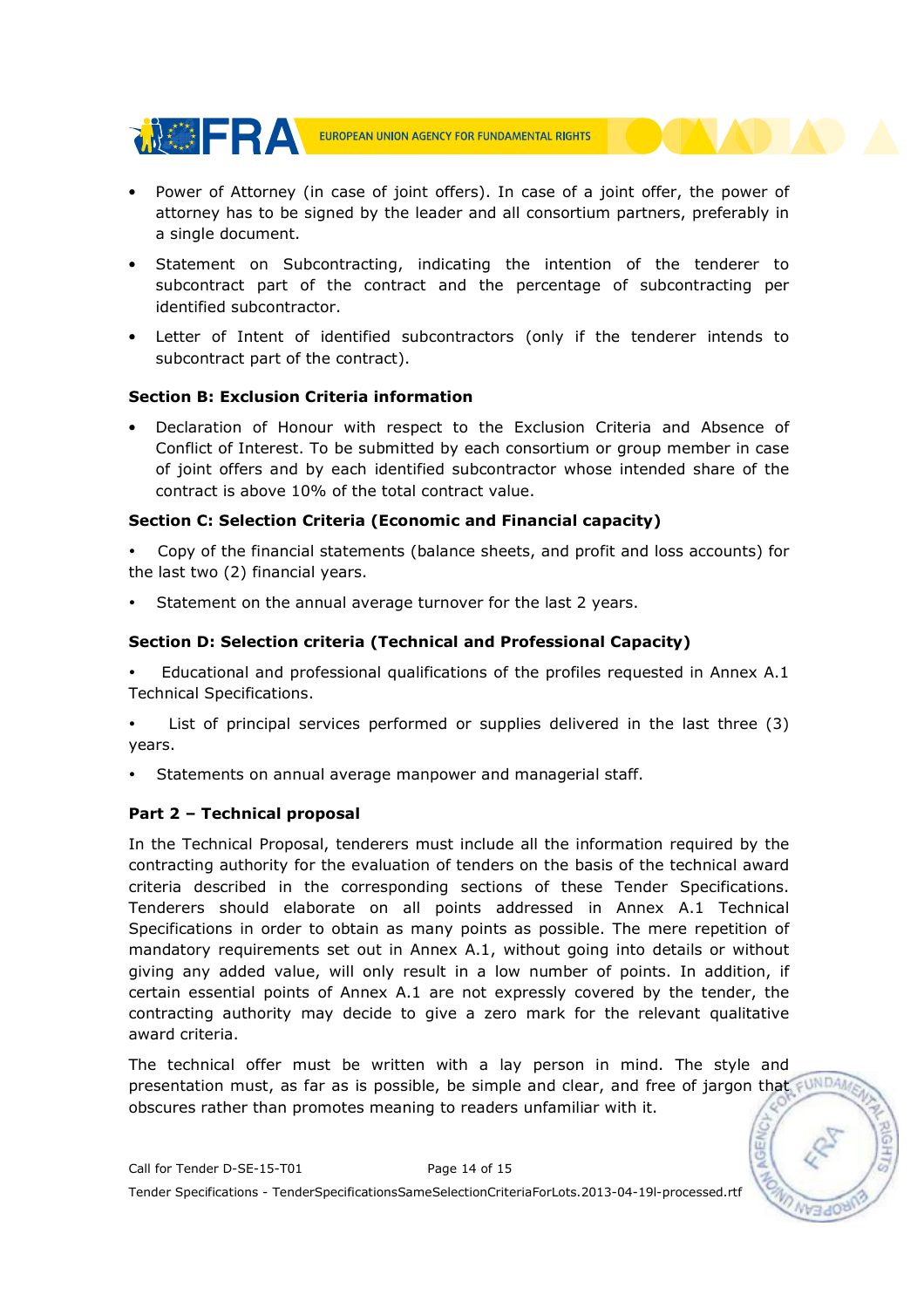- Power of Attorney (in case of joint offers). In case of a joint offer, the power of attorney has to be signed by the leader and all consortium partners, preferably in a single document.
- Statement on Subcontracting, indicating the intention of the tenderer to subcontract part of the contract and the percentage of subcontracting per identified subcontractor.
- Letter of Intent of identified subcontractors (only if the tenderer intends to subcontract part of the contract).

**Section B: Exclusion Criteria information**

- Declaration of Honour with respect to the Exclusion Criteria and Absence of Conflict of Interest. To be submitted by each consortium or group member in case of joint offers and by each identified subcontractor whose intended share of the contract is above 10% of the total contract value.

**Section C: Selection Criteria (Economic and Financial capacity)**

- Copy of the financial statements (balance sheets, and profit and loss accounts) for the last two (2) financial years.
- Statement on the annual average turnover for the last 2 years.

**Section D: Selection criteria (Technical and Professional Capacity)**

- Educational and professional qualifications of the profiles requested in Annex A.1 Technical Specifications.
- List of principal services performed or supplies delivered in the last three (3) years.
- Statements on annual average manpower and managerial staff.

**Part 2 – Technical proposal**

In the Technical Proposal, tenderers must include all the information required by the contracting authority for the evaluation of tenders on the basis of the technical award criteria described in the corresponding sections of these Tender Specifications. Tenderers should elaborate on all points addressed in Annex A.1 Technical Specifications in order to obtain as many points as possible. The mere repetition of mandatory requirements set out in Annex A.1, without going into details or without giving any added value, will only result in a low number of points. In addition, if certain essential points of Annex A.1 are not expressly covered by the tender, the contracting authority may decide to give a zero mark for the relevant qualitative award criteria.

The technical offer must be written with a lay person in mind. The style and presentation must, as far as is possible, be simple and clear, and free of jargon that obscures rather than promotes meaning to readers unfamiliar with it.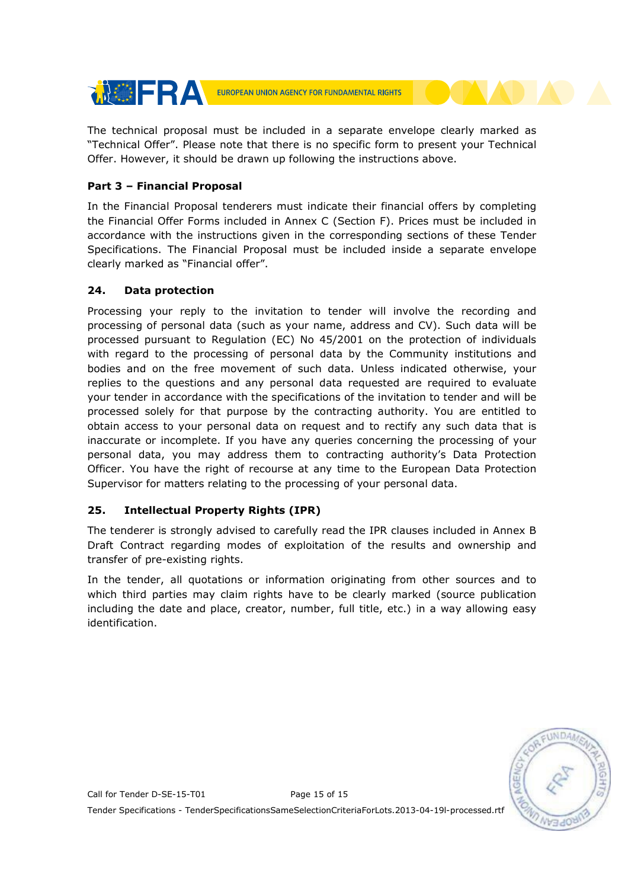The technical proposal must be included in a separate envelope clearly marked as "Technical Offer". Please note that there is no specific form to present your Technical Offer. However, it should be drawn up following the instructions above.

**Part 3 – Financial Proposal**

In the Financial Proposal tenderers must indicate their financial offers by completing the Financial Offer Forms included in Annex C (Section F). Prices must be included in accordance with the instructions given in the corresponding sections of these Tender Specifications. The Financial Proposal must be included inside a separate envelope clearly marked as "Financial offer".

## 24. Data protection

Processing your reply to the invitation to tender will involve the recording and processing of personal data (such as your name, address and CV). Such data will be processed pursuant to Regulation (EC) No 45/2001 on the protection of individuals with regard to the processing of personal data by the Community institutions and bodies and on the free movement of such data. Unless indicated otherwise, your replies to the questions and any personal data requested are required to evaluate your tender in accordance with the specifications of the invitation to tender and will be processed solely for that purpose by the contracting authority. You are entitled to obtain access to your personal data on request and to rectify any such data that is inaccurate or incomplete. If you have any queries concerning the processing of your personal data, you may address them to contracting authority's Data Protection Officer. You have the right of recourse at any time to the European Data Protection Supervisor for matters relating to the processing of your personal data.

## 25. Intellectual Property Rights (IPR)

The tenderer is strongly advised to carefully read the IPR clauses included in Annex B Draft Contract regarding modes of exploitation of the results and ownership and transfer of pre-existing rights.

In the tender, all quotations or information originating from other sources and to which third parties may claim rights have to be clearly marked (source publication including the date and place, creator, number, full title, etc.) in a way allowing easy identification.